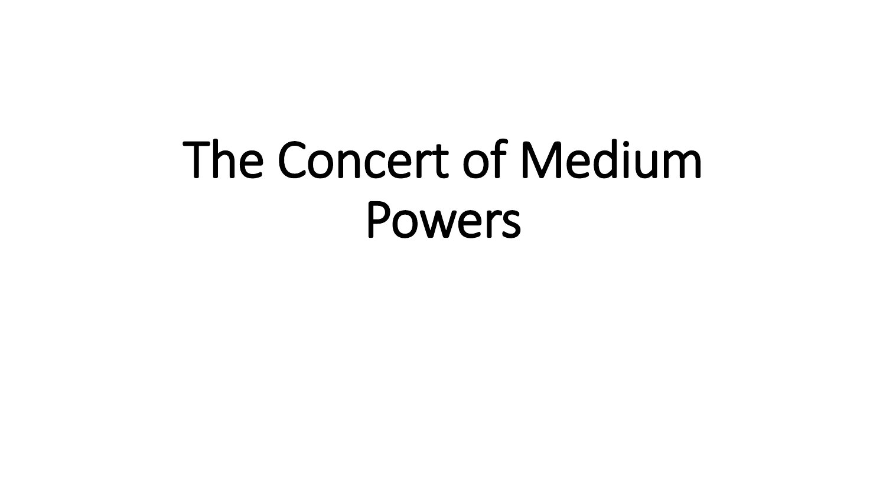# The Concert of Medium Powers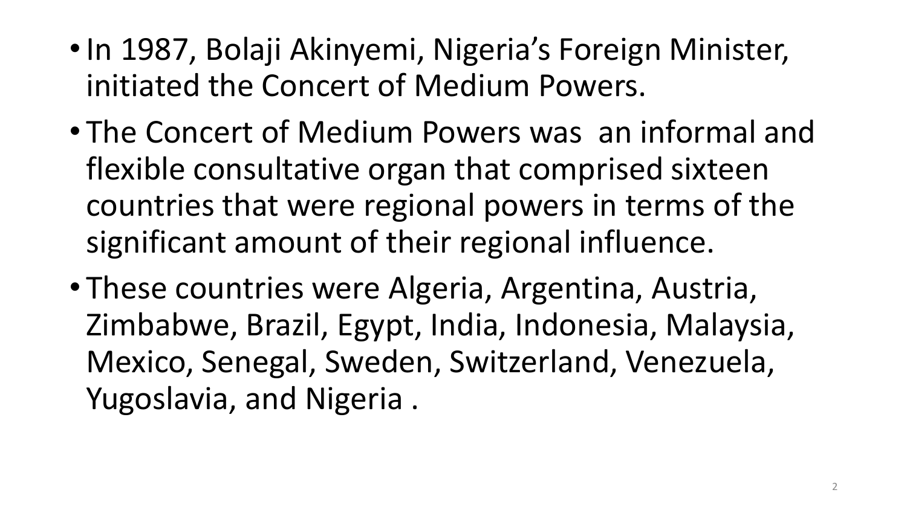- In 1987, Bolaji Akinyemi, Nigeria's Foreign Minister, initiated the Concert of Medium Powers.
- The Concert of Medium Powers was an informal and flexible consultative organ that comprised sixteen countries that were regional powers in terms of the significant amount of their regional influence.
- These countries were Algeria, Argentina, Austria, Zimbabwe, Brazil, Egypt, India, Indonesia, Malaysia, Mexico, Senegal, Sweden, Switzerland, Venezuela, Yugoslavia, and Nigeria .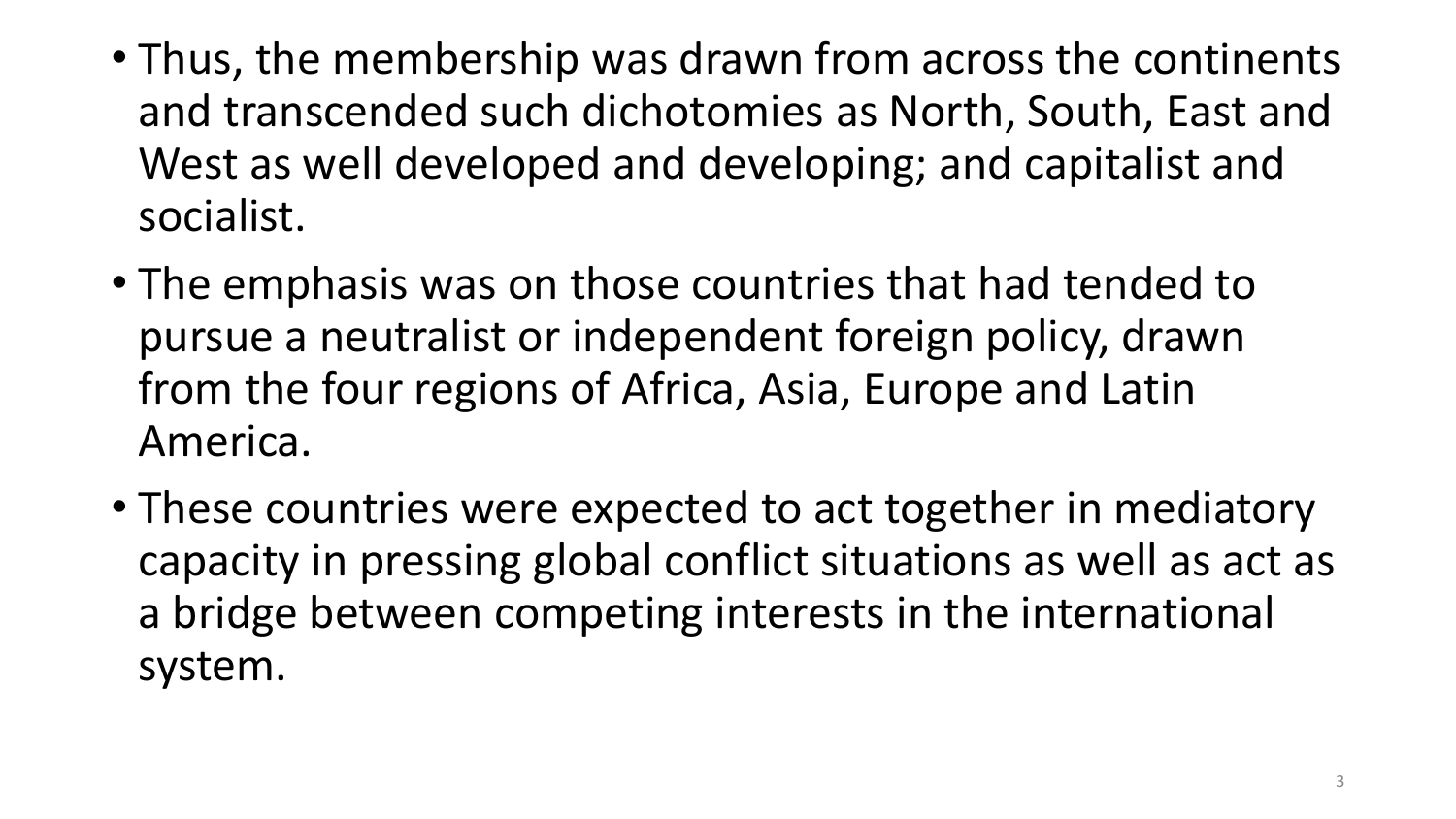- Thus, the membership was drawn from across the continents and transcended such dichotomies as North, South, East and West as well developed and developing; and capitalist and socialist.
- The emphasis was on those countries that had tended to pursue a neutralist or independent foreign policy, drawn from the four regions of Africa, Asia, Europe and Latin America.
- These countries were expected to act together in mediatory capacity in pressing global conflict situations as well as act as a bridge between competing interests in the international system.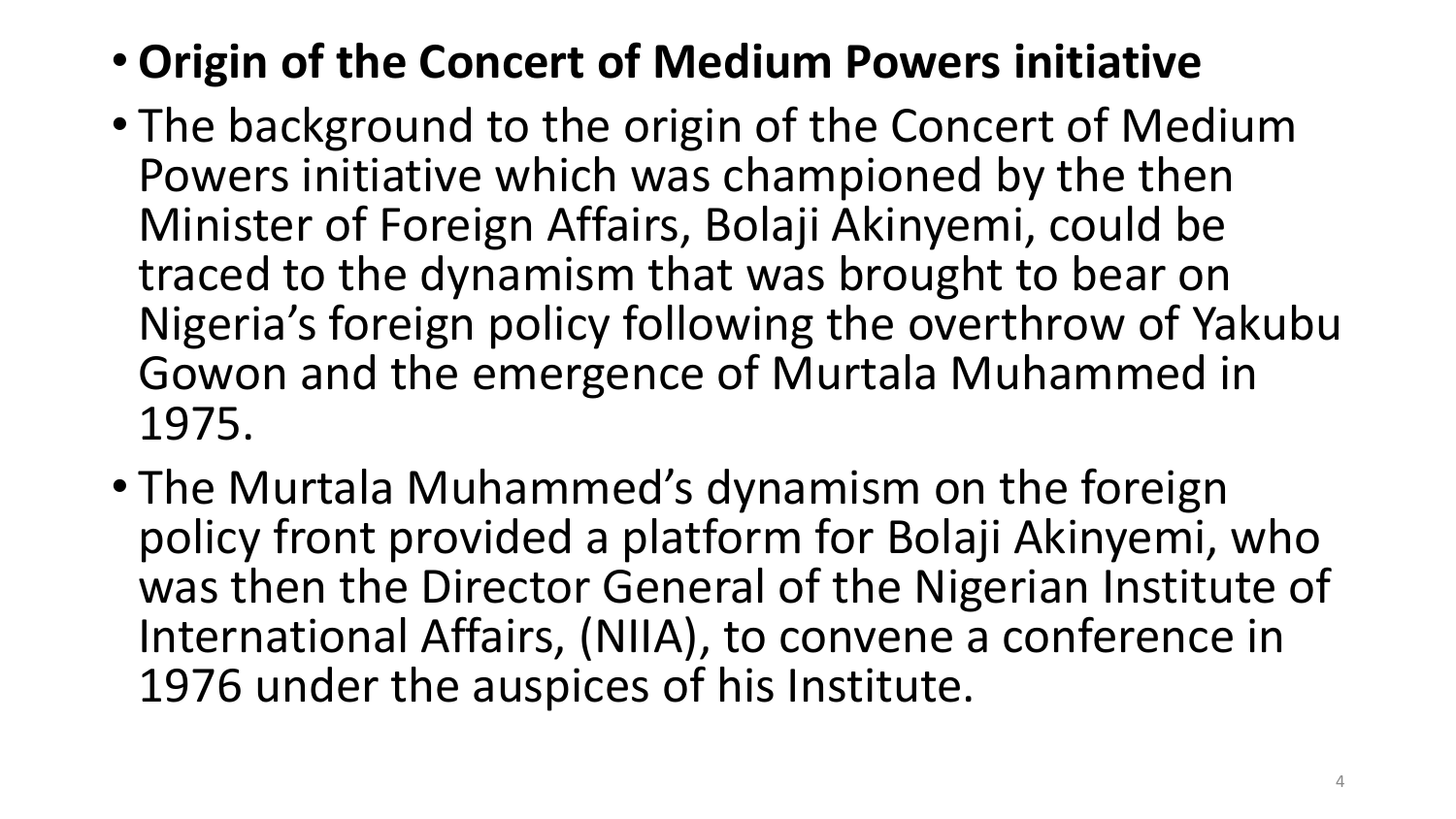- **Origin of the Concert of Medium Powers initiative**
- The background to the origin of the Concert of Medium Powers initiative which was championed by the then Minister of Foreign Affairs, Bolaji Akinyemi, could be traced to the dynamism that was brought to bear on Nigeria's foreign policy following the overthrow of Yakubu Gowon and the emergence of Murtala Muhammed in 1975.
- The Murtala Muhammed's dynamism on the foreign policy front provided a platform for Bolaji Akinyemi, who was then the Director General of the Nigerian Institute of International Affairs, (NIIA), to convene a conference in 1976 under the auspices of his Institute.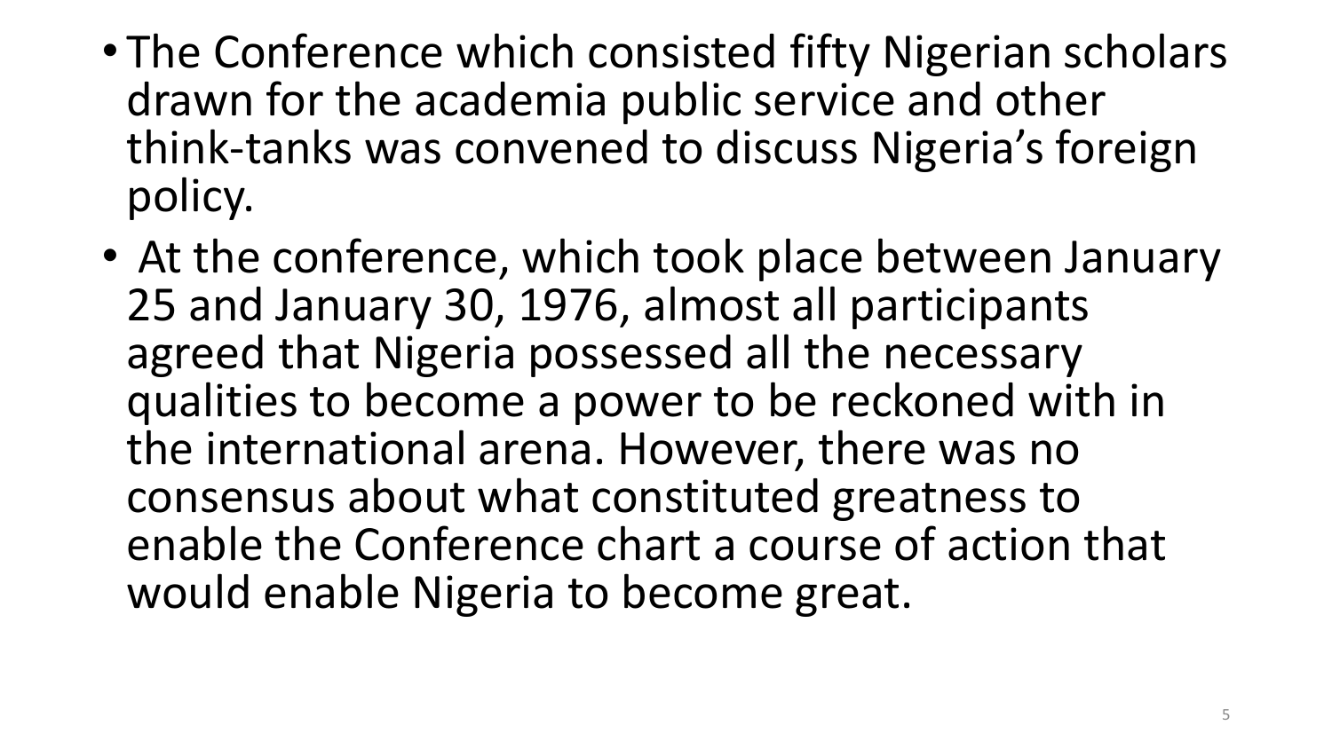- The Conference which consisted fifty Nigerian scholars drawn for the academia public service and other think-tanks was convened to discuss Nigeria's foreign policy.
- At the conference, which took place between January 25 and January 30, 1976, almost all participants agreed that Nigeria possessed all the necessary qualities to become a power to be reckoned with in the international arena. However, there was no consensus about what constituted greatness to enable the Conference chart a course of action that would enable Nigeria to become great.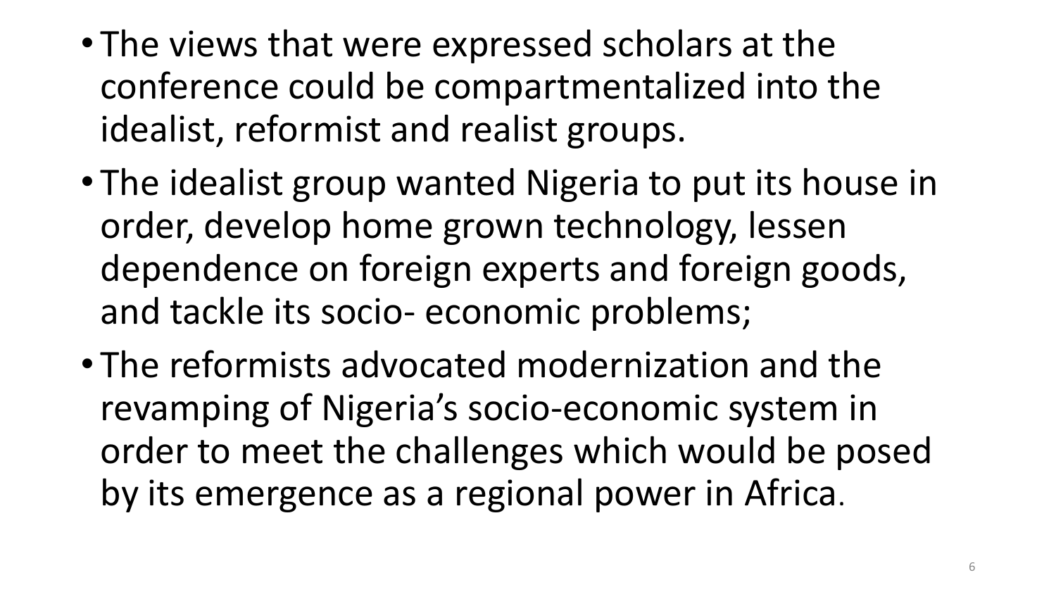- The views that were expressed scholars at the conference could be compartmentalized into the idealist, reformist and realist groups.
- The idealist group wanted Nigeria to put its house in order, develop home grown technology, lessen dependence on foreign experts and foreign goods, and tackle its socio- economic problems;
- The reformists advocated modernization and the revamping of Nigeria's socio-economic system in order to meet the challenges which would be posed by its emergence as a regional power in Africa.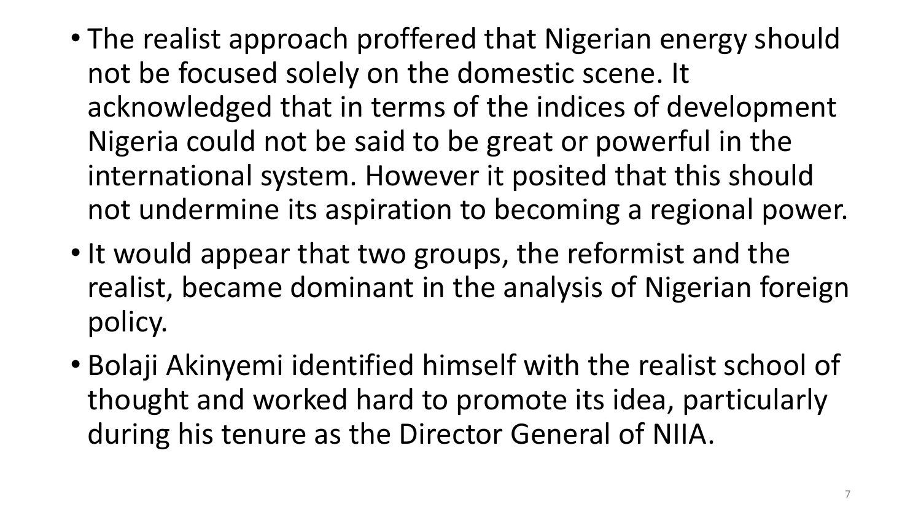- The realist approach proffered that Nigerian energy should not be focused solely on the domestic scene. It acknowledged that in terms of the indices of development Nigeria could not be said to be great or powerful in the international system. However it posited that this should not undermine its aspiration to becoming a regional power.
- It would appear that two groups, the reformist and the realist, became dominant in the analysis of Nigerian foreign policy.
- Bolaji Akinyemi identified himself with the realist school of thought and worked hard to promote its idea, particularly during his tenure as the Director General of NIIA.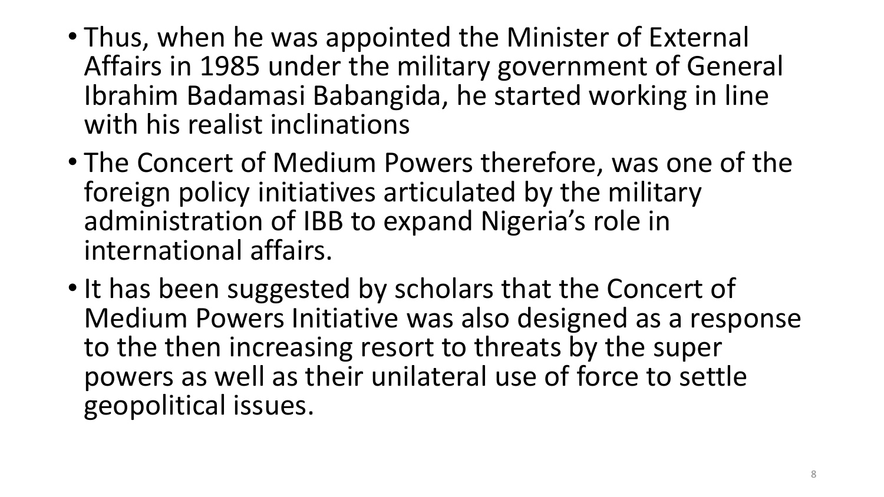- Thus, when he was appointed the Minister of External Affairs in 1985 under the military government of General Ibrahim Badamasi Babangida, he started working in line with his realist inclinations
- The Concert of Medium Powers therefore, was one of the foreign policy initiatives articulated by the military administration of IBB to expand Nigeria's role in international affairs.
- It has been suggested by scholars that the Concert of Medium Powers Initiative was also designed as a response to the then increasing resort to threats by the super powers as well as their unilateral use of force to settle geopolitical issues.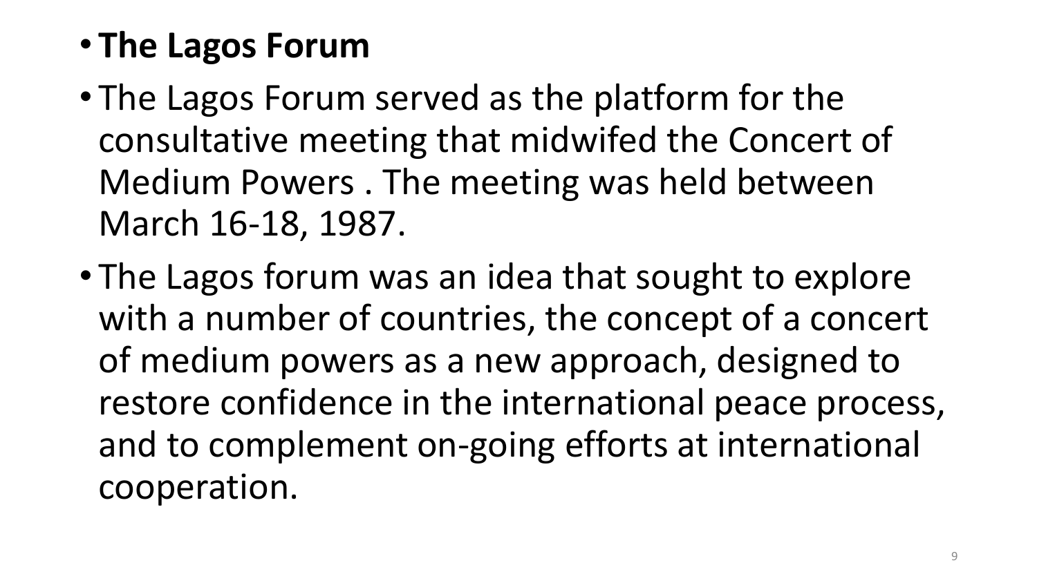- **The Lagos Forum**
- The Lagos Forum served as the platform for the consultative meeting that midwifed the Concert of Medium Powers . The meeting was held between March 16-18, 1987.
- The Lagos forum was an idea that sought to explore with a number of countries, the concept of a concert of medium powers as a new approach, designed to restore confidence in the international peace process, and to complement on-going efforts at international cooperation.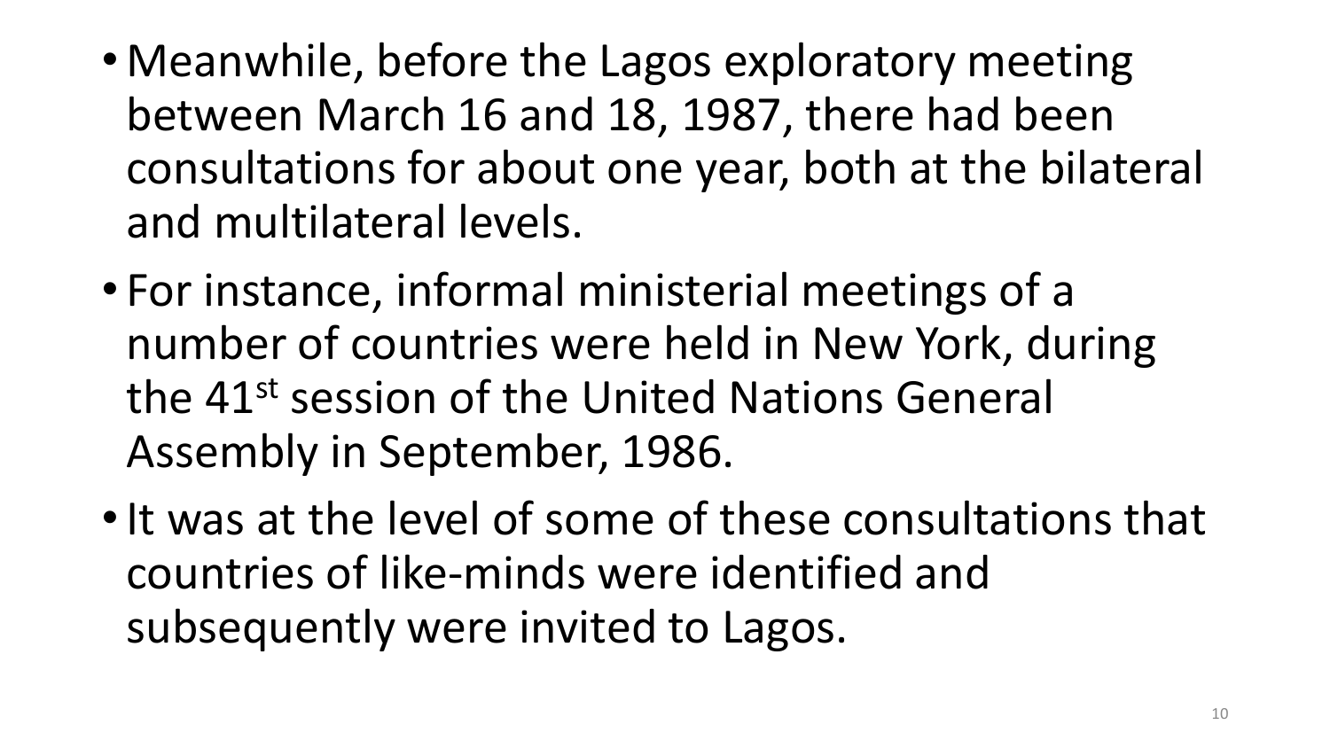- Meanwhile, before the Lagos exploratory meeting between March 16 and 18, 1987, there had been consultations for about one year, both at the bilateral and multilateral levels.
- For instance, informal ministerial meetings of a number of countries were held in New York, during the 41st session of the United Nations General Assembly in September, 1986.
- It was at the level of some of these consultations that countries of like-minds were identified and subsequently were invited to Lagos.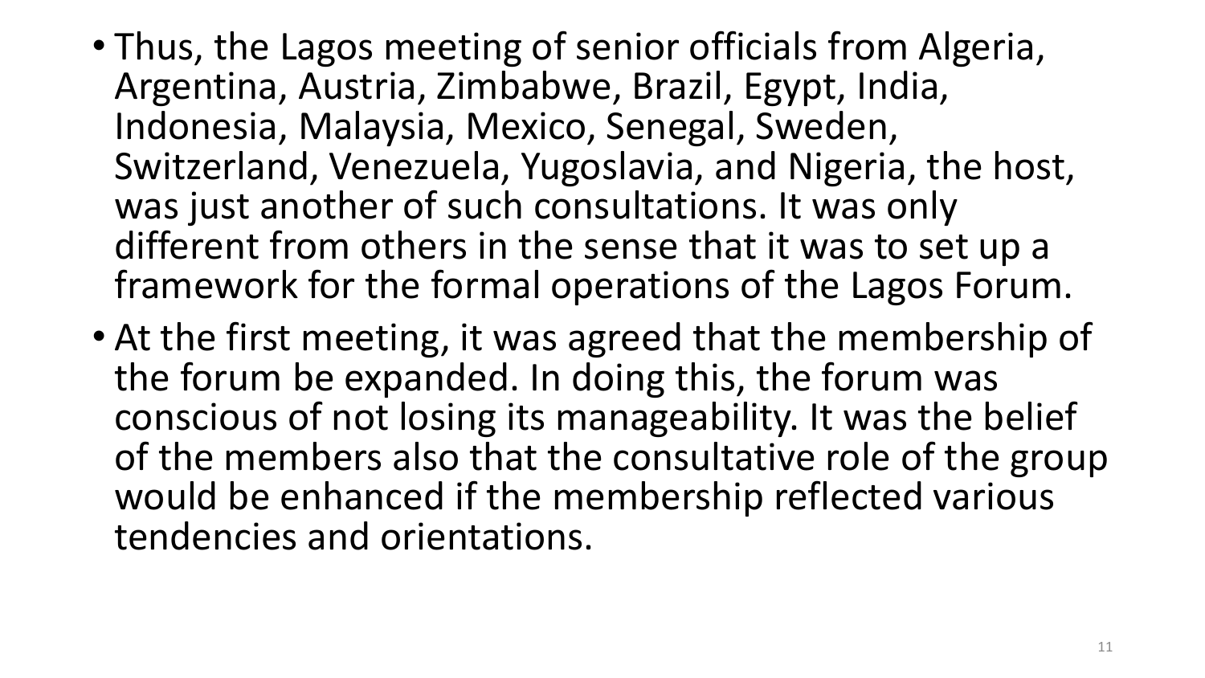- Thus, the Lagos meeting of senior officials from Algeria, Argentina, Austria, Zimbabwe, Brazil, Egypt, India, Indonesia, Malaysia, Mexico, Senegal, Sweden, Switzerland, Venezuela, Yugoslavia, and Nigeria, the host, was just another of such consultations. It was only different from others in the sense that it was to set up a framework for the formal operations of the Lagos Forum.
- At the first meeting, it was agreed that the membership of the forum be expanded. In doing this, the forum was conscious of not losing its manageability. It was the belief of the members also that the consultative role of the group would be enhanced if the membership reflected various tendencies and orientations.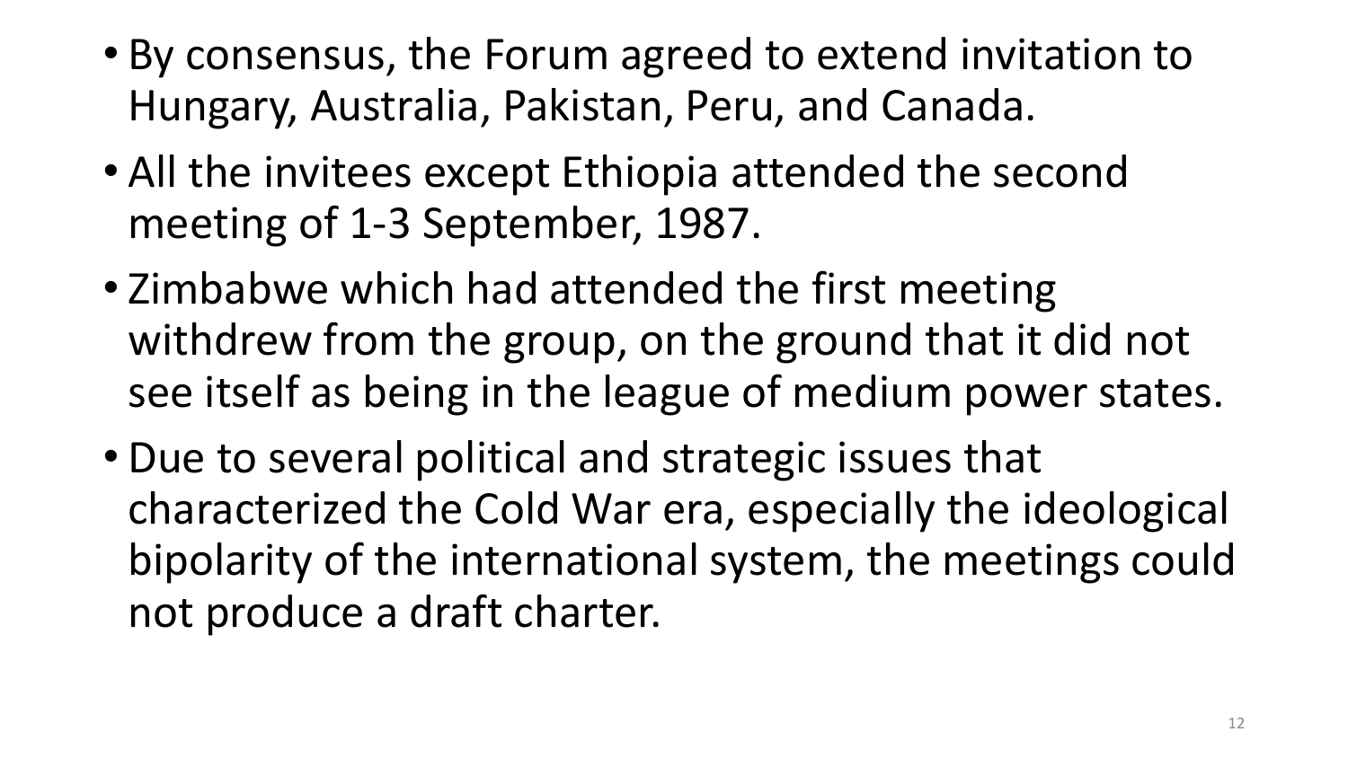- By consensus, the Forum agreed to extend invitation to Hungary, Australia, Pakistan, Peru, and Canada.
- All the invitees except Ethiopia attended the second meeting of 1-3 September, 1987.
- Zimbabwe which had attended the first meeting withdrew from the group, on the ground that it did not see itself as being in the league of medium power states.
- Due to several political and strategic issues that characterized the Cold War era, especially the ideological bipolarity of the international system, the meetings could not produce a draft charter.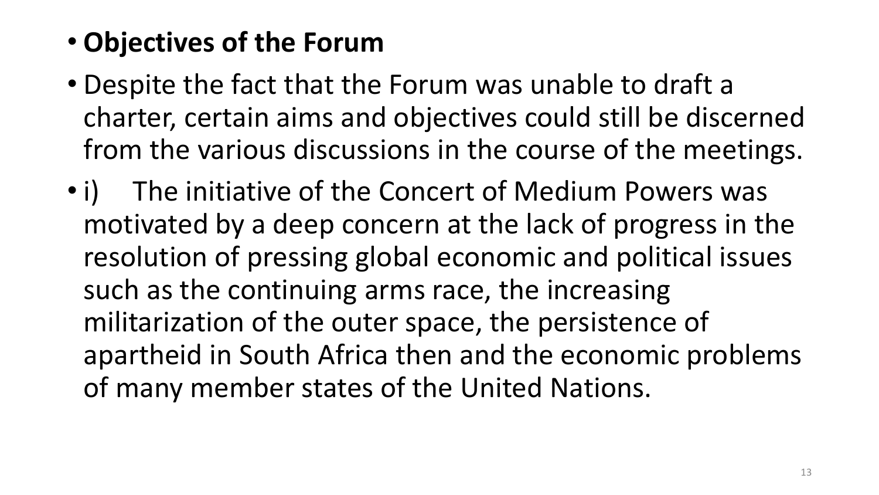- **Objectives of the Forum**
- Despite the fact that the Forum was unable to draft a charter, certain aims and objectives could still be discerned from the various discussions in the course of the meetings.
- i) The initiative of the Concert of Medium Powers was motivated by a deep concern at the lack of progress in the resolution of pressing global economic and political issues such as the continuing arms race, the increasing militarization of the outer space, the persistence of apartheid in South Africa then and the economic problems of many member states of the United Nations.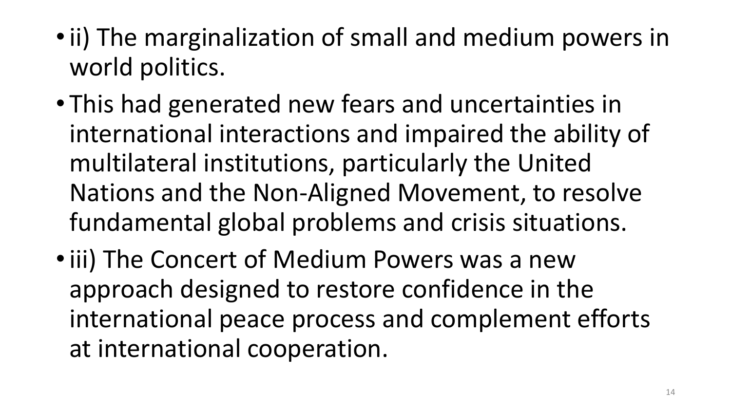- ii) The marginalization of small and medium powers in world politics.
- This had generated new fears and uncertainties in international interactions and impaired the ability of multilateral institutions, particularly the United Nations and the Non-Aligned Movement, to resolve fundamental global problems and crisis situations.
- iii) The Concert of Medium Powers was a new approach designed to restore confidence in the international peace process and complement efforts at international cooperation.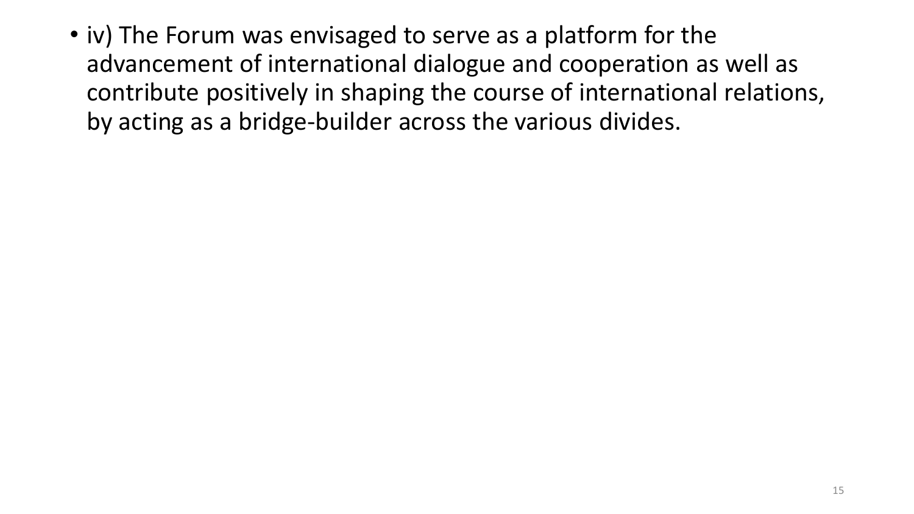- iv) The Forum was envisaged to serve as a platform for the advancement of international dialogue and cooperation as well as contribute positively in shaping the course of international relations, by acting as a bridge-builder across the various divides.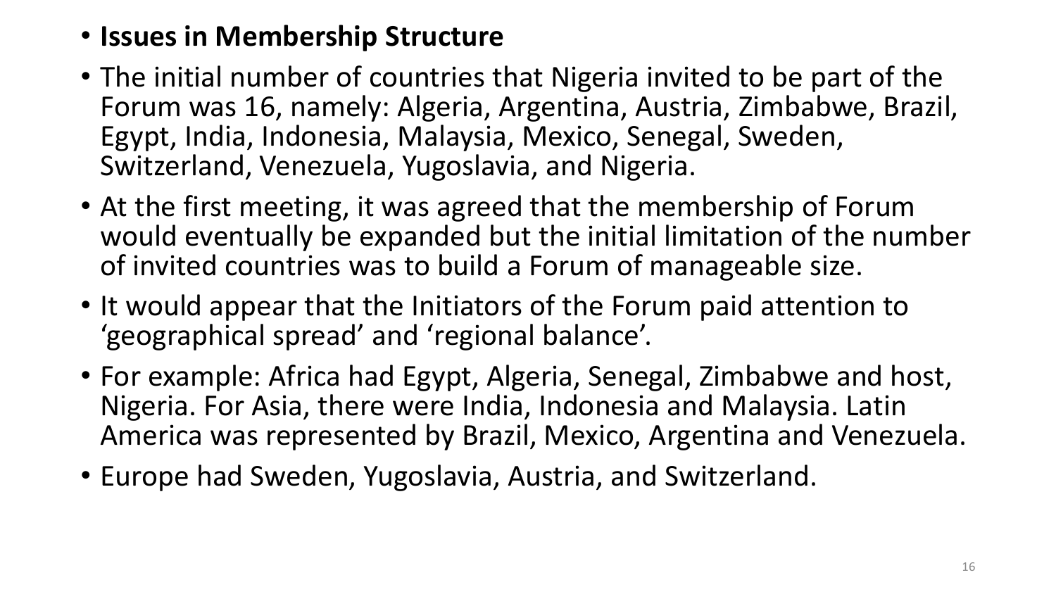- **Issues in Membership Structure**
- The initial number of countries that Nigeria invited to be part of the Forum was 16, namely: Algeria, Argentina, Austria, Zimbabwe, Brazil, Egypt, India, Indonesia, Malaysia, Mexico, Senegal, Sweden, Switzerland, Venezuela, Yugoslavia, and Nigeria.
- At the first meeting, it was agreed that the membership of Forum would eventually be expanded but the initial limitation of the number of invited countries was to build a Forum of manageable size.
- It would appear that the Initiators of the Forum paid attention to 'geographical spread' and 'regional balance'.
- For example: Africa had Egypt, Algeria, Senegal, Zimbabwe and host, Nigeria. For Asia, there were India, Indonesia and Malaysia. Latin America was represented by Brazil, Mexico, Argentina and Venezuela.
- Europe had Sweden, Yugoslavia, Austria, and Switzerland.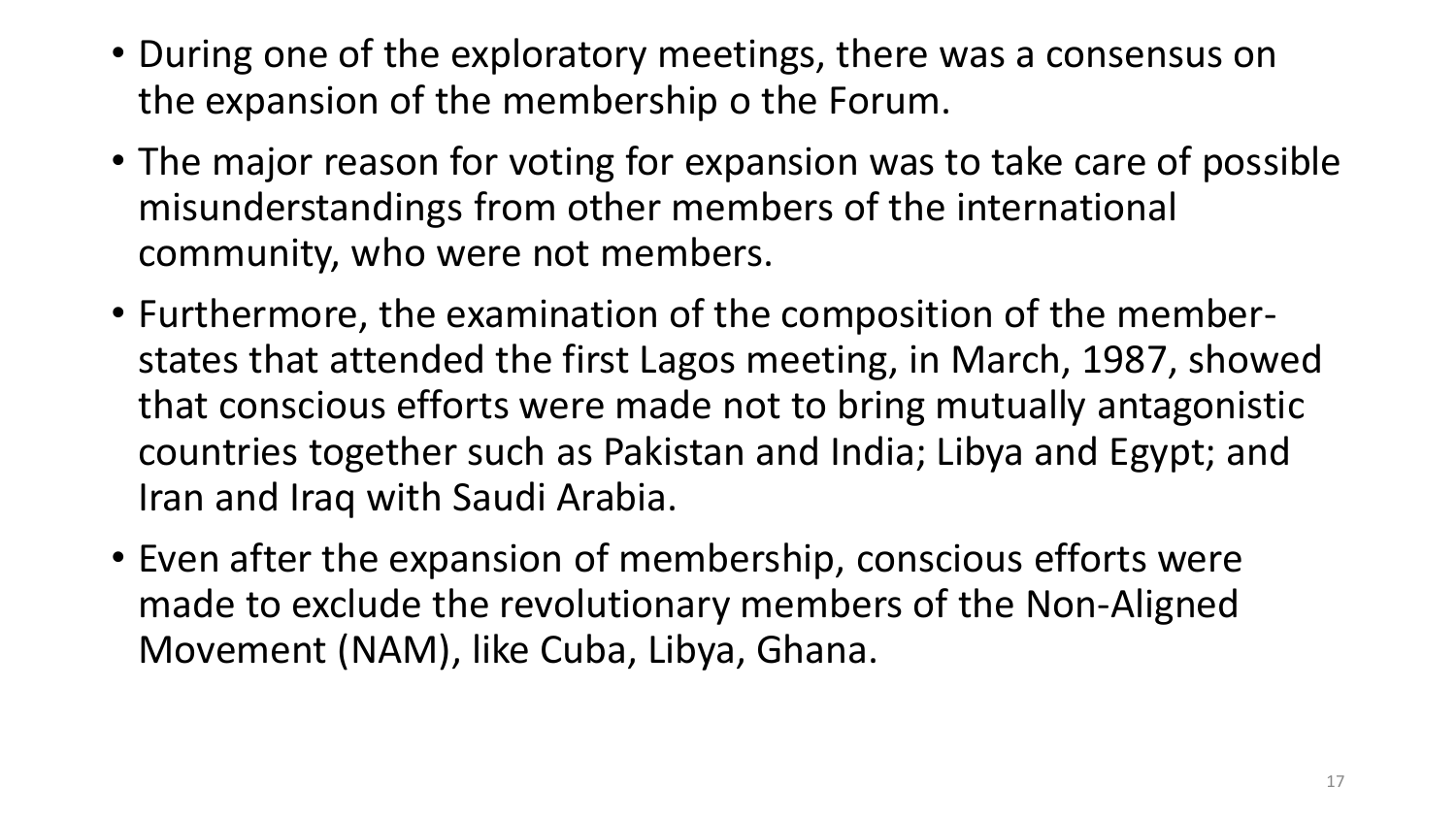- During one of the exploratory meetings, there was a consensus on the expansion of the membership o the Forum.
- The major reason for voting for expansion was to take care of possible misunderstandings from other members of the international community, who were not members.
- Furthermore, the examination of the composition of the member-states that attended the first Lagos meeting, in March, 1987, showed that conscious efforts were made not to bring mutually antagonistic countries together such as Pakistan and India; Libya and Egypt; and Iran and Iraq with Saudi Arabia.
- Even after the expansion of membership, conscious efforts were made to exclude the revolutionary members of the Non-Aligned Movement (NAM), like Cuba, Libya, Ghana.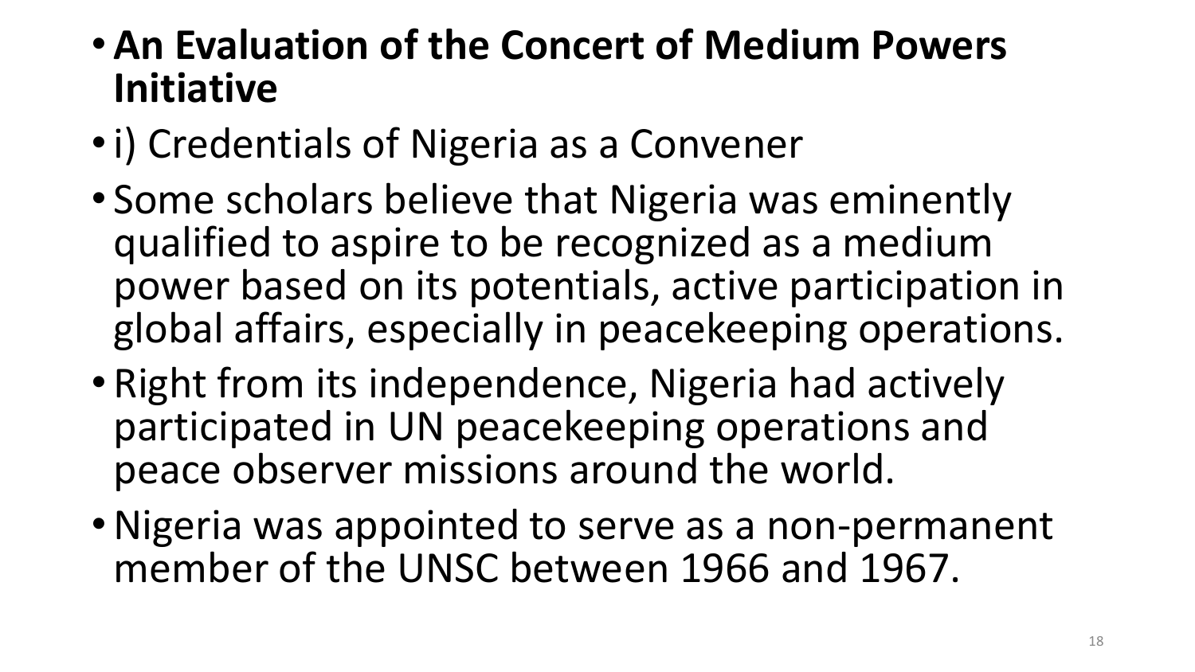- **An Evaluation of the Concert of Medium Powers Initiative**
- i) Credentials of Nigeria as a Convener
- Some scholars believe that Nigeria was eminently qualified to aspire to be recognized as a medium power based on its potentials, active participation in global affairs, especially in peacekeeping operations.
- Right from its independence, Nigeria had actively participated in UN peacekeeping operations and peace observer missions around the world.
- Nigeria was appointed to serve as a non-permanent member of the UNSC between 1966 and 1967.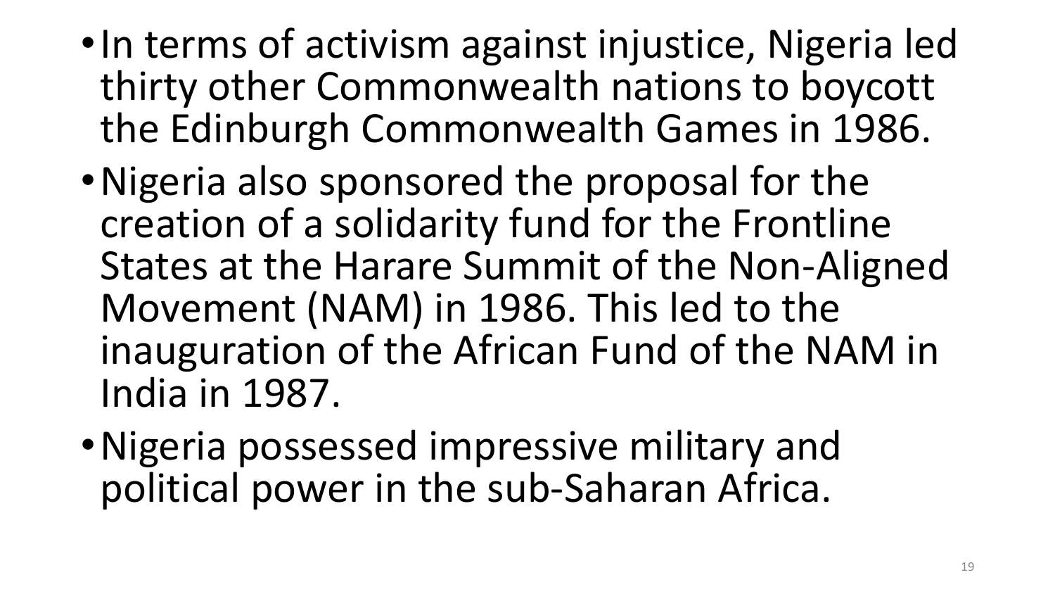- In terms of activism against injustice, Nigeria led thirty other Commonwealth nations to boycott the Edinburgh Commonwealth Games in 1986.
- Nigeria also sponsored the proposal for the creation of a solidarity fund for the Frontline States at the Harare Summit of the Non-Aligned Movement (NAM) in 1986. This led to the inauguration of the African Fund of the NAM in India in 1987.
- Nigeria possessed impressive military and political power in the sub-Saharan Africa.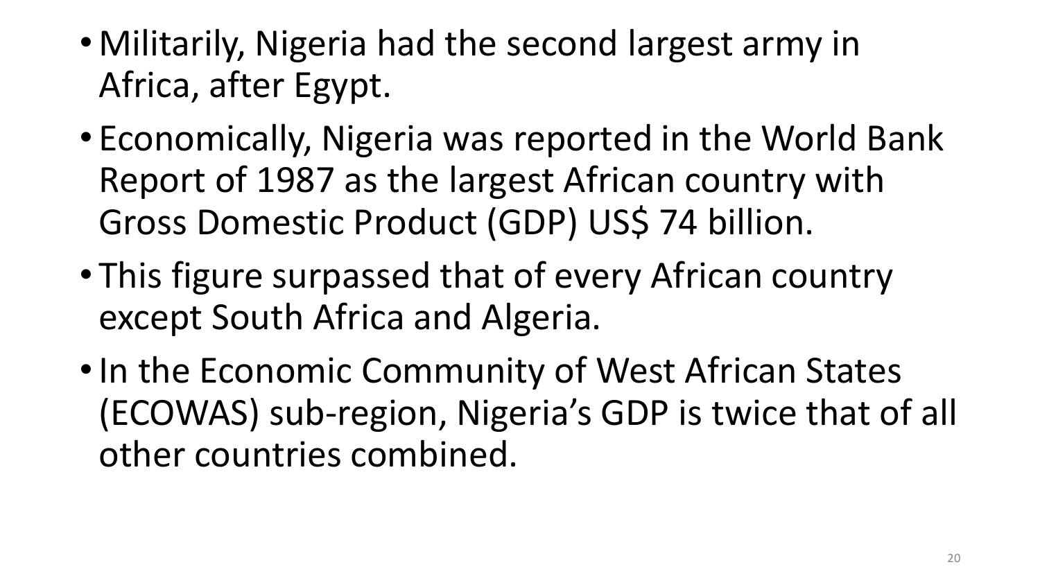- Militarily, Nigeria had the second largest army in Africa, after Egypt.
- Economically, Nigeria was reported in the World Bank Report of 1987 as the largest African country with Gross Domestic Product (GDP) US$ 74 billion.
- This figure surpassed that of every African country except South Africa and Algeria.
- In the Economic Community of West African States (ECOWAS) sub-region, Nigeria's GDP is twice that of all other countries combined.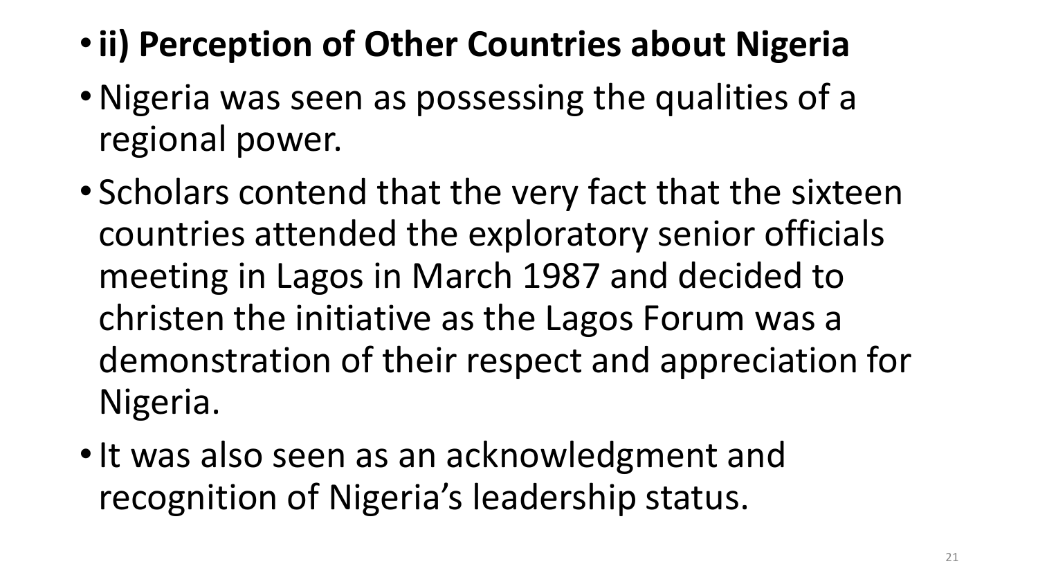- **ii) Perception of Other Countries about Nigeria**
- Nigeria was seen as possessing the qualities of a regional power.
- Scholars contend that the very fact that the sixteen countries attended the exploratory senior officials meeting in Lagos in March 1987 and decided to christen the initiative as the Lagos Forum was a demonstration of their respect and appreciation for Nigeria.
- It was also seen as an acknowledgment and recognition of Nigeria's leadership status.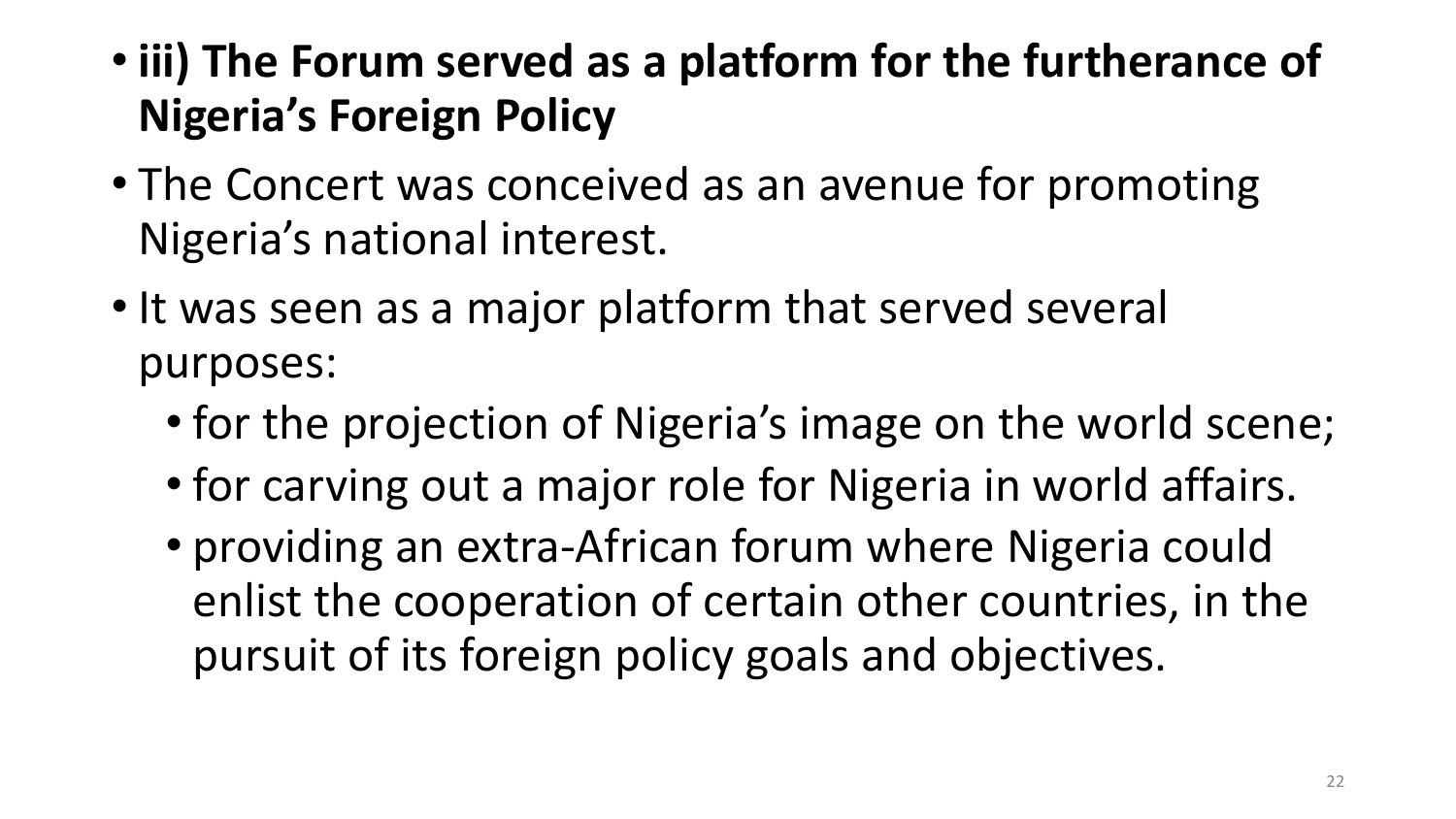- **iii) The Forum served as a platform for the furtherance of Nigeria's Foreign Policy**
- The Concert was conceived as an avenue for promoting Nigeria's national interest.
- It was seen as a major platform that served several purposes:
  - for the projection of Nigeria's image on the world scene;
  - for carving out a major role for Nigeria in world affairs.
  - providing an extra-African forum where Nigeria could enlist the cooperation of certain other countries, in the pursuit of its foreign policy goals and objectives.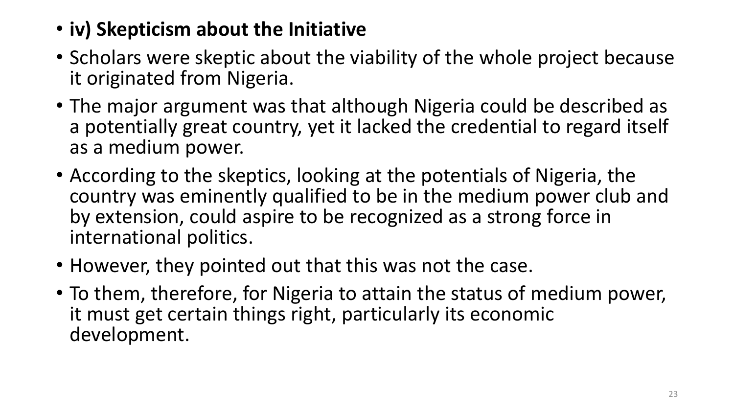- **iv) Skepticism about the Initiative**
- Scholars were skeptic about the viability of the whole project because it originated from Nigeria.
- The major argument was that although Nigeria could be described as a potentially great country, yet it lacked the credential to regard itself as a medium power.
- According to the skeptics, looking at the potentials of Nigeria, the country was eminently qualified to be in the medium power club and by extension, could aspire to be recognized as a strong force in international politics.
- However, they pointed out that this was not the case.
- To them, therefore, for Nigeria to attain the status of medium power, it must get certain things right, particularly its economic development.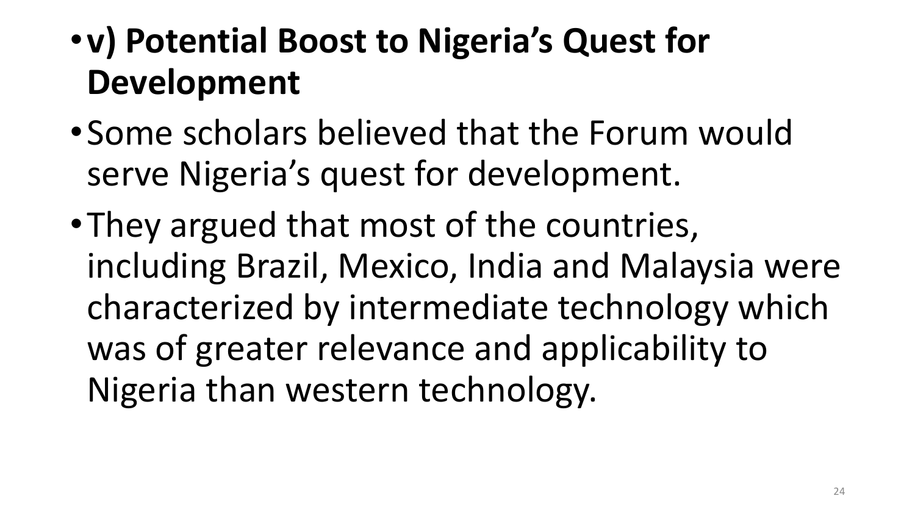- **v) Potential Boost to Nigeria’s Quest for Development**
- Some scholars believed that the Forum would serve Nigeria’s quest for development.
- They argued that most of the countries, including Brazil, Mexico, India and Malaysia were characterized by intermediate technology which was of greater relevance and applicability to Nigeria than western technology.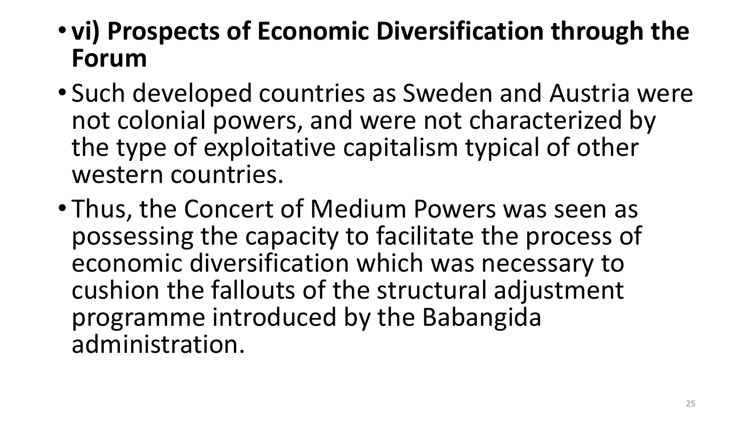- **vi) Prospects of Economic Diversification through the Forum**
- Such developed countries as Sweden and Austria were not colonial powers, and were not characterized by the type of exploitative capitalism typical of other western countries.
- Thus, the Concert of Medium Powers was seen as possessing the capacity to facilitate the process of economic diversification which was necessary to cushion the fallouts of the structural adjustment programme introduced by the Babangida administration.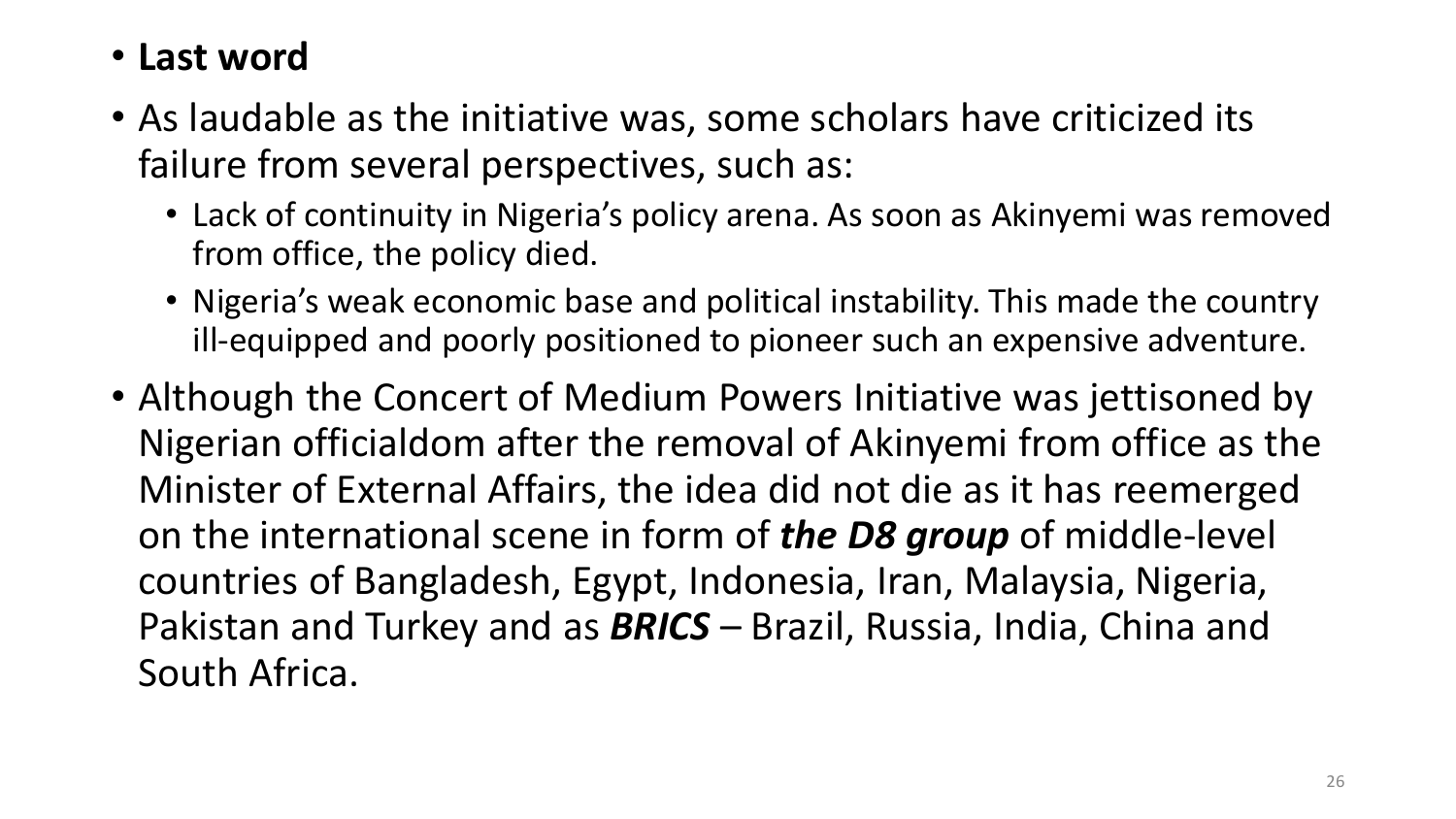- **Last word**
- As laudable as the initiative was, some scholars have criticized its failure from several perspectives, such as:
  - Lack of continuity in Nigeria's policy arena. As soon as Akinyemi was removed from office, the policy died.
  - Nigeria's weak economic base and political instability. This made the country ill-equipped and poorly positioned to pioneer such an expensive adventure.
- Although the Concert of Medium Powers Initiative was jettisoned by Nigerian officialdom after the removal of Akinyemi from office as the Minister of External Affairs, the idea did not die as it has reemerged on the international scene in form of ***the D8 group*** of middle-level countries of Bangladesh, Egypt, Indonesia, Iran, Malaysia, Nigeria, Pakistan and Turkey and as ***BRICS*** – Brazil, Russia, India, China and South Africa.